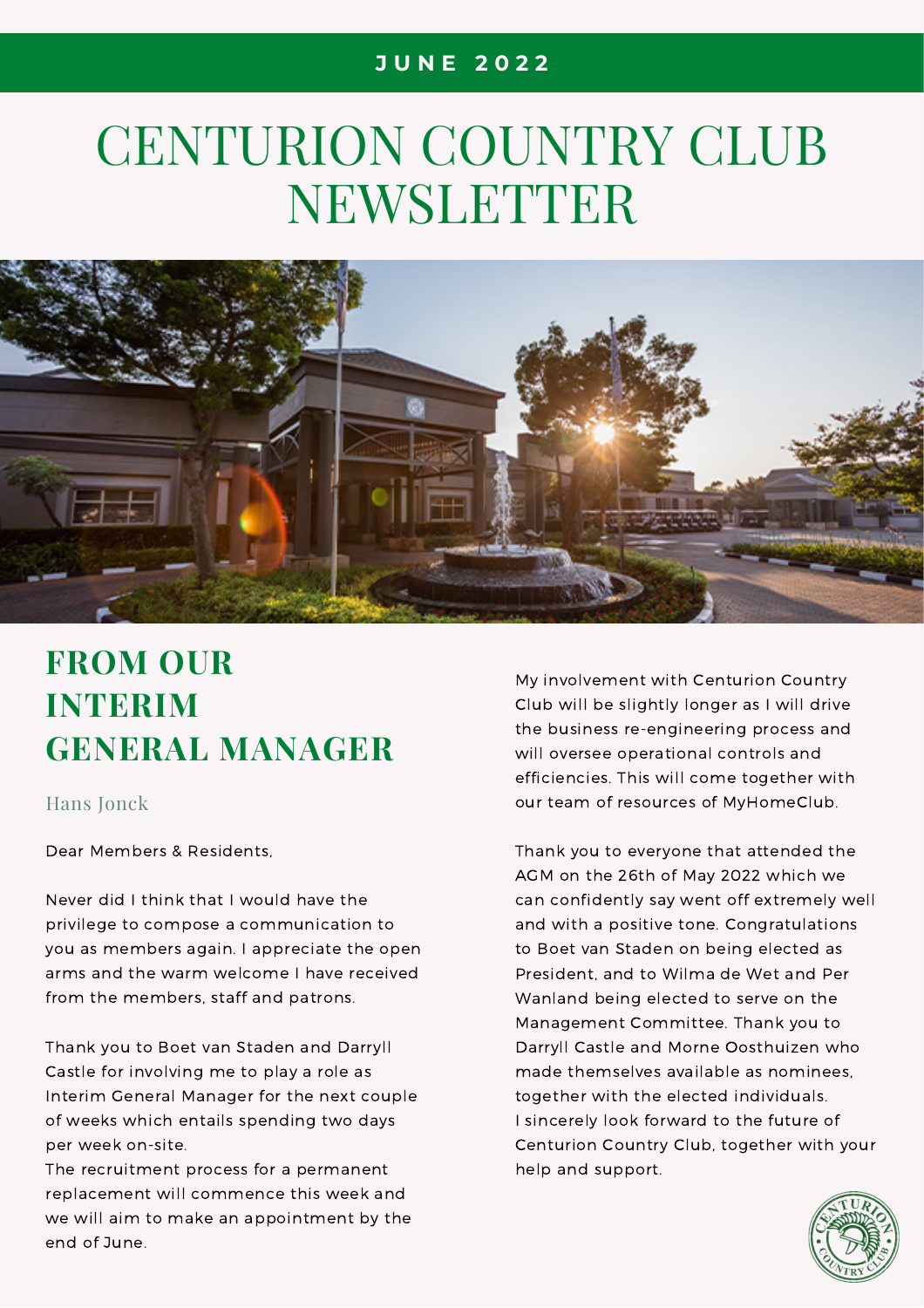JUNE 2022

# CENTURION COUNTRY CLUB NEWSLETTER

## FROM OUR INTERIM GENERAL MANAGER

Hans Jonck

Dear Members & Residents,

Never did I think that I would have the privilege to compose a communication to you as members again. I appreciate the open arms and the warm welcome I have received from the members, staff and patrons.

Thank you to Boet van Staden and Darryll Castle for involving me to play a role as Interim General Manager for the next couple of weeks which entails spending two days per week on-site.
The recruitment process for a permanent replacement will commence this week and we will aim to make an appointment by the end of June.

My involvement with Centurion Country Club will be slightly longer as I will drive the business re-engineering process and will oversee operational controls and efficiencies. This will come together with our team of resources of MyHomeClub.

Thank you to everyone that attended the AGM on the 26th of May 2022 which we can confidently say went off extremely well and with a positive tone. Congratulations to Boet van Staden on being elected as President, and to Wilma de Wet and Per Wanland being elected to serve on the Management Committee. Thank you to Darryll Castle and Morne Oosthuizen who made themselves available as nominees, together with the elected individuals.
I sincerely look forward to the future of Centurion Country Club, together with your help and support.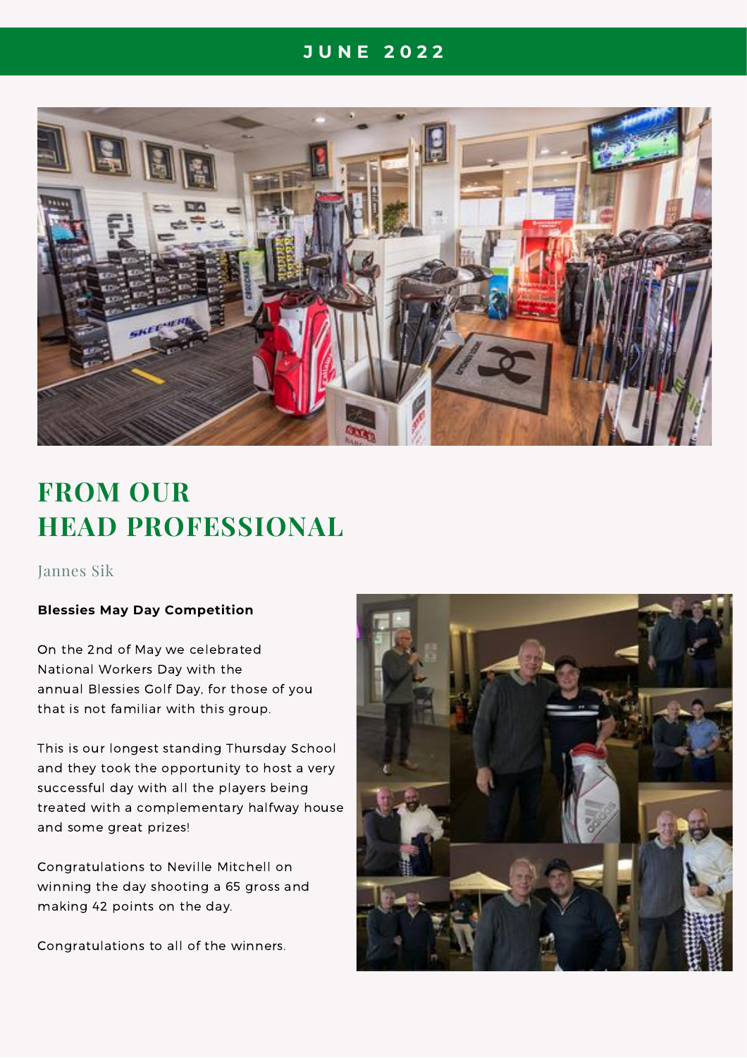**JUNE 2022**

# FROM OUR HEAD PROFESSIONAL

Jannes Sik

**Blessies May Day Competition**

On the 2nd of May we celebrated National Workers Day with the annual Blessies Golf Day, for those of you that is not familiar with this group.

This is our longest standing Thursday School and they took the opportunity to host a very successful day with all the players being treated with a complementary halfway house and some great prizes!

Congratulations to Neville Mitchell on winning the day shooting a 65 gross and making 42 points on the day.

Congratulations to all of the winners.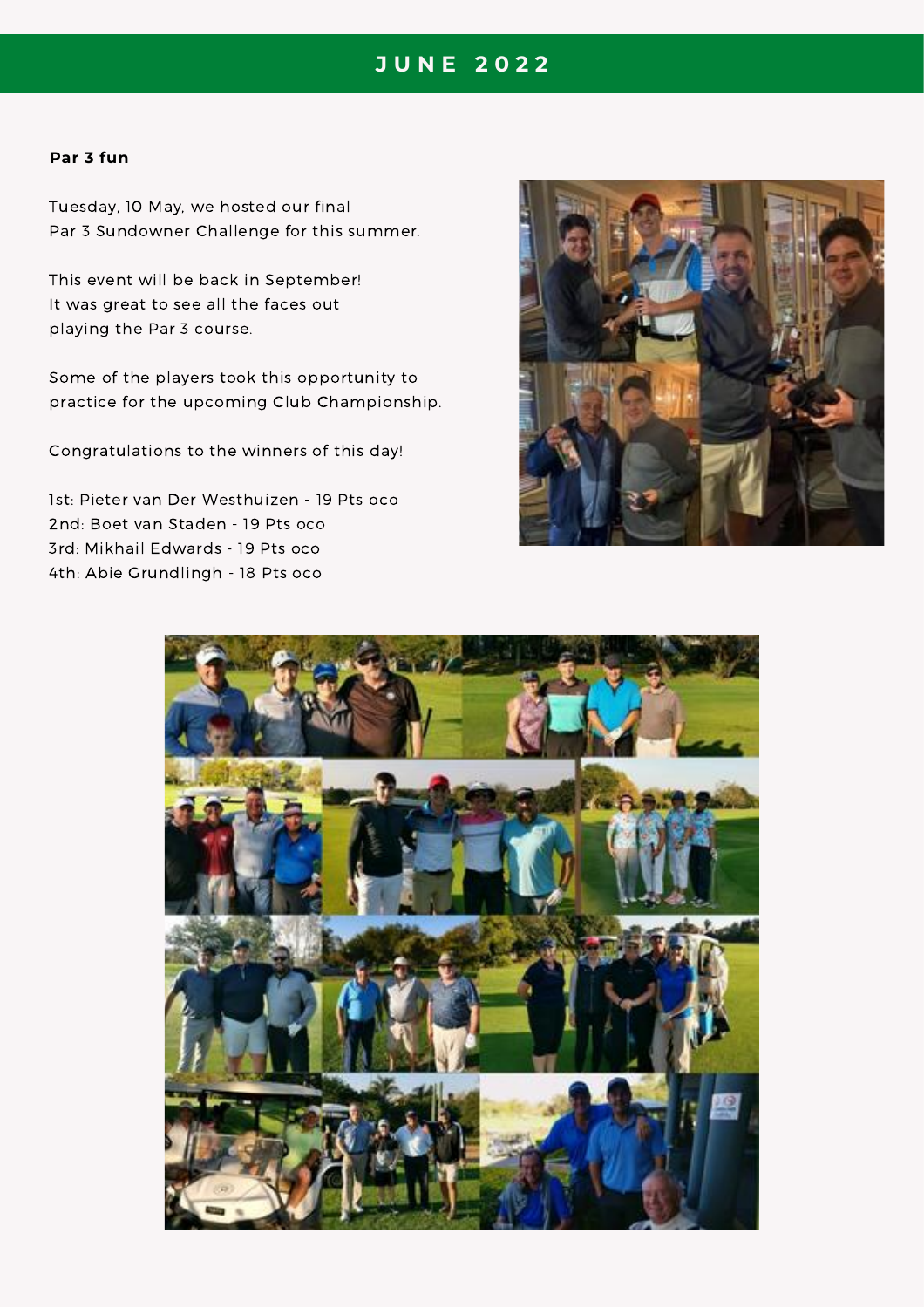# JUNE 2022

**Par 3 fun**

Tuesday, 10 May, we hosted our final Par 3 Sundowner Challenge for this summer.

This event will be back in September! It was great to see all the faces out playing the Par 3 course.

Some of the players took this opportunity to practice for the upcoming Club Championship.

Congratulations to the winners of this day!

1st: Pieter van Der Westhuizen - 19 Pts oco
2nd: Boet van Staden - 19 Pts oco
3rd: Mikhail Edwards - 19 Pts oco
4th: Abie Grundlingh - 18 Pts oco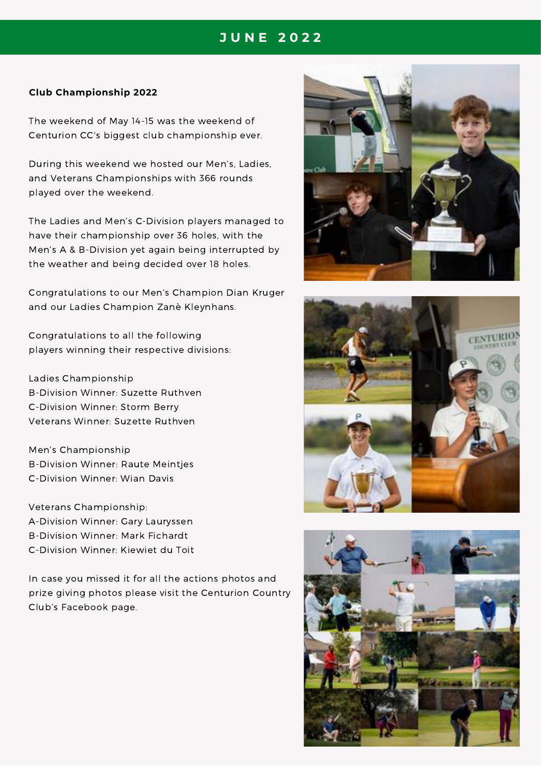# JUNE 2022

**Club Championship 2022**

The weekend of May 14-15 was the weekend of Centurion CC's biggest club championship ever.

During this weekend we hosted our Men's, Ladies, and Veterans Championships with 366 rounds played over the weekend.

The Ladies and Men's C-Division players managed to have their championship over 36 holes, with the Men's A & B-Division yet again being interrupted by the weather and being decided over 18 holes.

Congratulations to our Men's Champion Dian Kruger and our Ladies Champion Zanè Kleynhans.

Congratulations to all the following players winning their respective divisions:

Ladies Championship
B-Division Winner: Suzette Ruthven
C-Division Winner: Storm Berry
Veterans Winner: Suzette Ruthven

Men's Championship
B-Division Winner: Raute Meintjes
C-Division Winner: Wian Davis

Veterans Championship:
A-Division Winner: Gary Lauryssen
B-Division Winner: Mark Fichardt
C-Division Winner: Kiewiet du Toit

In case you missed it for all the actions photos and prize giving photos please visit the Centurion Country Club's Facebook page.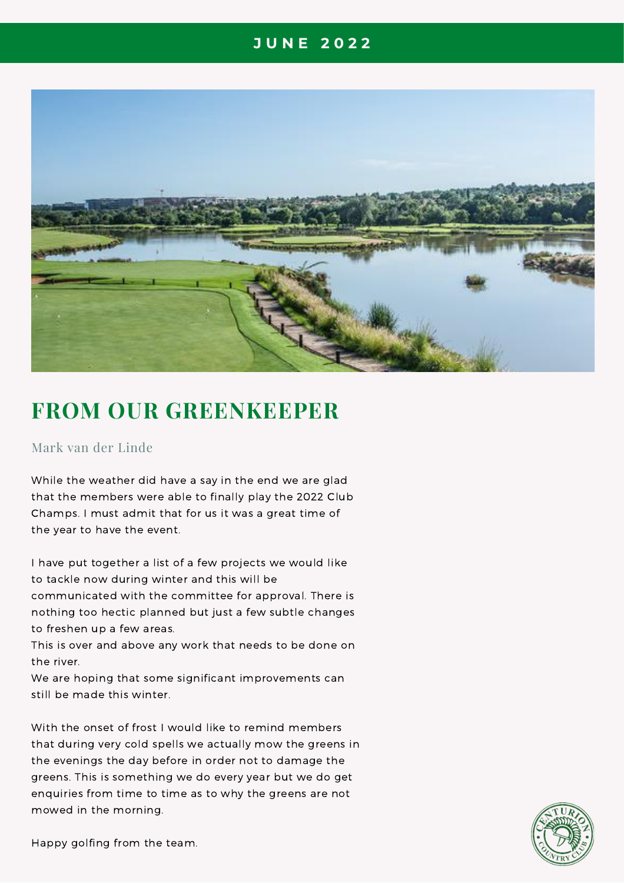JUNE 2022

# FROM OUR GREENKEEPER

Mark van der Linde

While the weather did have a say in the end we are glad that the members were able to finally play the 2022 Club Champs. I must admit that for us it was a great time of the year to have the event.

I have put together a list of a few projects we would like to tackle now during winter and this will be communicated with the committee for approval. There is nothing too hectic planned but just a few subtle changes to freshen up a few areas.
This is over and above any work that needs to be done on the river.
We are hoping that some significant improvements can still be made this winter.

With the onset of frost I would like to remind members that during very cold spells we actually mow the greens in the evenings the day before in order not to damage the greens. This is something we do every year but we do get enquiries from time to time as to why the greens are not mowed in the morning.

Happy golfing from the team.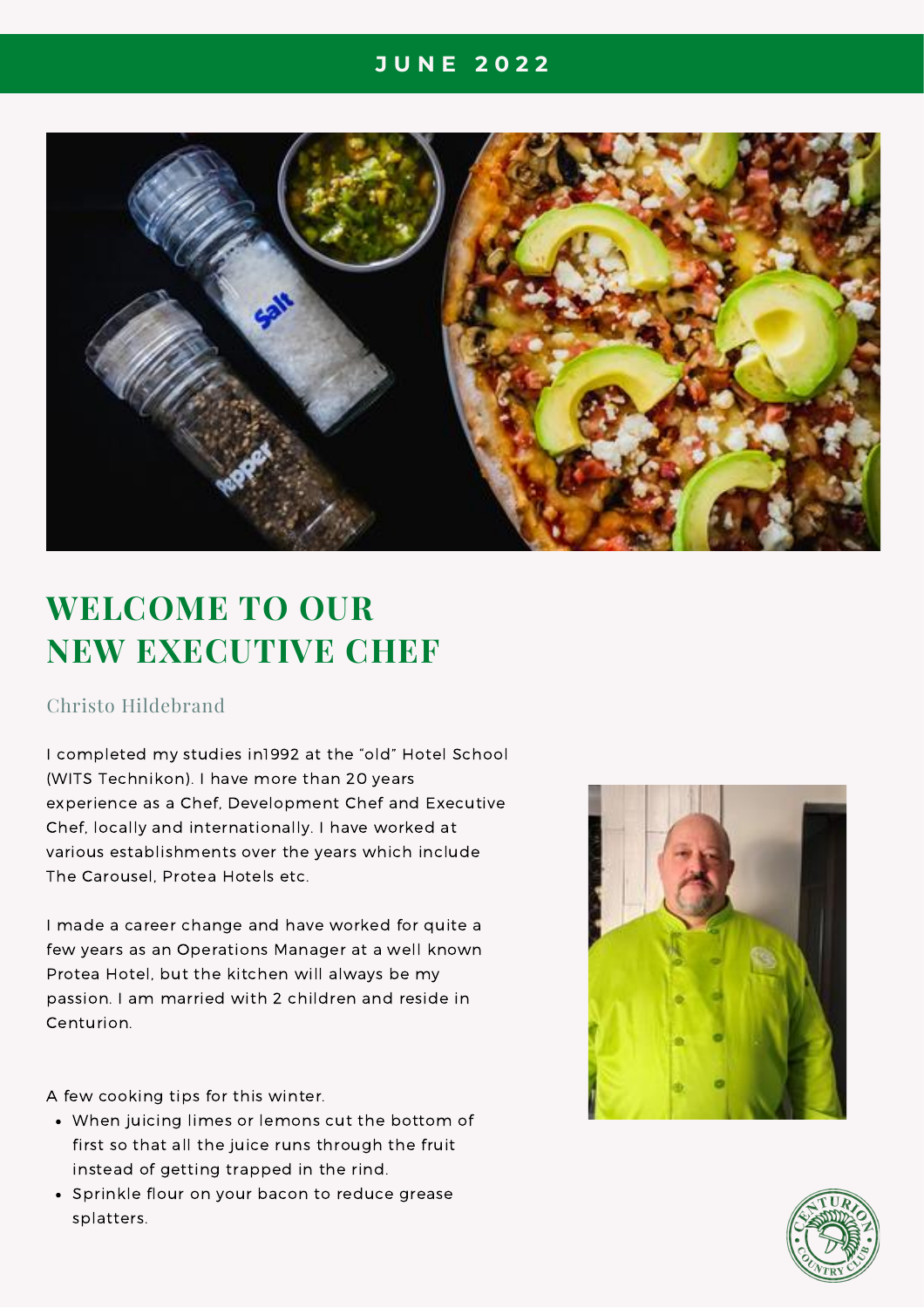# WELCOME TO OUR NEW EXECUTIVE CHEF

Christo Hildebrand

I completed my studies in1992 at the "old" Hotel School (WITS Technikon). I have more than 20 years experience as a Chef, Development Chef and Executive Chef, locally and internationally. I have worked at various establishments over the years which include The Carousel, Protea Hotels etc.

I made a career change and have worked for quite a few years as an Operations Manager at a well known Protea Hotel, but the kitchen will always be my passion. I am married with 2 children and reside in Centurion.

A few cooking tips for this winter.

- When juicing limes or lemons cut the bottom of first so that all the juice runs through the fruit instead of getting trapped in the rind.
- Sprinkle flour on your bacon to reduce grease splatters.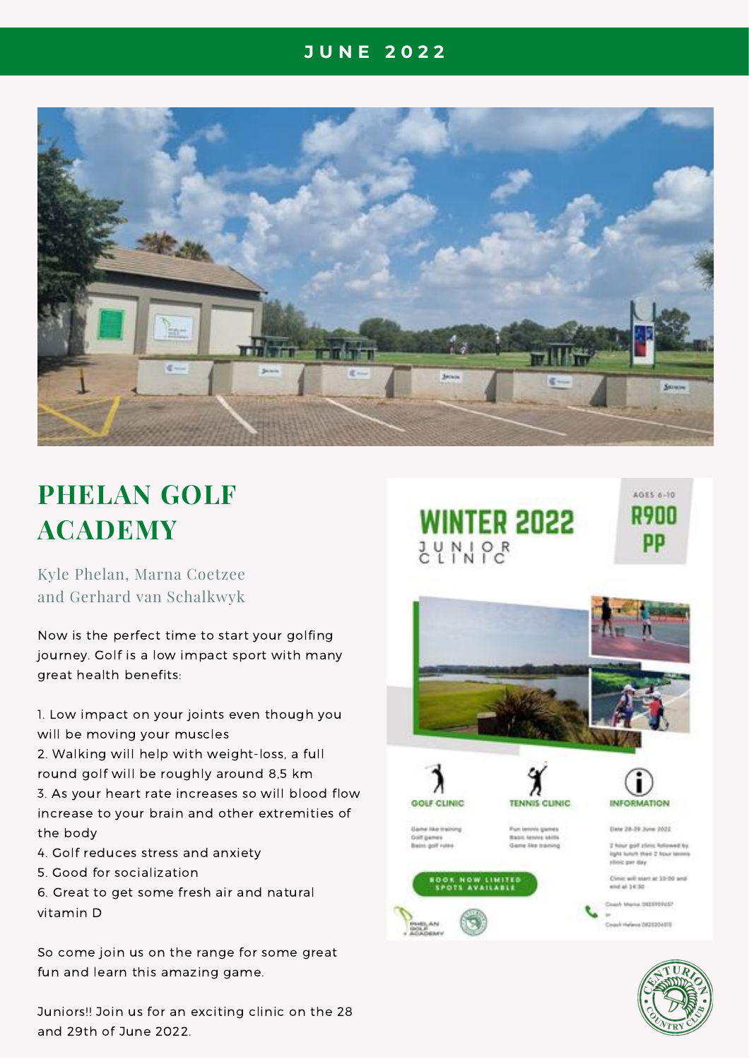JUNE 2022

# PHELAN GOLF ACADEMY

Kyle Phelan, Marna Coetzee and Gerhard van Schalkwyk

Now is the perfect time to start your golfing journey. Golf is a low impact sport with many great health benefits:

1. Low impact on your joints even though you will be moving your muscles
2. Walking will help with weight-loss, a full round golf will be roughly around 8,5 km
3. As your heart rate increases so will blood flow increase to your brain and other extremities of the body
4. Golf reduces stress and anxiety
5. Good for socialization
6. Great to get some fresh air and natural vitamin D

So come join us on the range for some great fun and learn this amazing game.

Juniors!! Join us for an exciting clinic on the 28 and 29th of June 2022.

## WINTER 2022 JUNIOR CLINIC

AGES 6-10

R900 PP

**GOLF CLINIC**

Game like training
Golf games
Basic golf rules

**TENNIS CLINIC**

Fun tennis games
Basic tennis skills
Game like training

**INFORMATION**

Date 28-29 June 2022

2 hour golf clinic followed by light lunch then 2 hour tennis clinic per day

Clinic will start at 10:00 and end at 14:30

BOOK NOW LIMITED SPOTS AVAILABLE

Coach Marna 0835959657
or
Coach Helena 0825204513

Phelan Golf Academy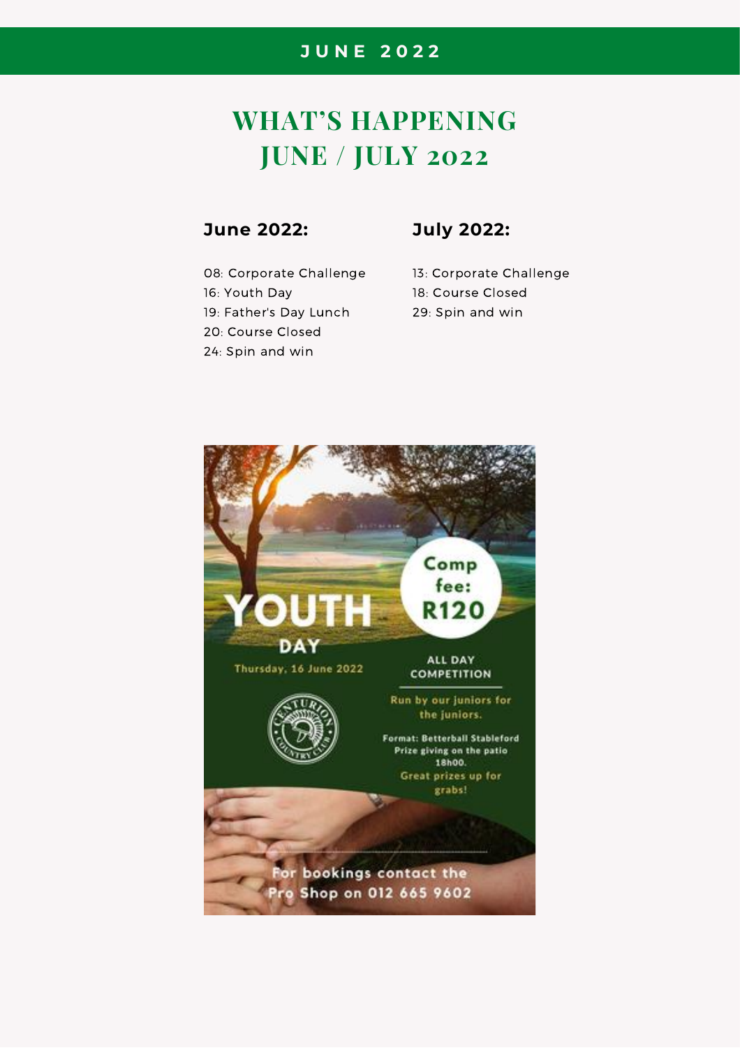# WHAT'S HAPPENING JUNE / JULY 2022

**June 2022:**

08: Corporate Challenge
16: Youth Day
19: Father's Day Lunch
20: Course Closed
24: Spin and win

**July 2022:**

13: Corporate Challenge
18: Course Closed
29: Spin and win

## YOUTH DAY

Thursday, 16 June 2022

Comp fee: R120

ALL DAY COMPETITION

Run by our juniors for the juniors.

Format: Betterball Stableford
Prize giving on the patio 18h00.
Great prizes up for grabs!

For bookings contact the Pro Shop on 012 665 9602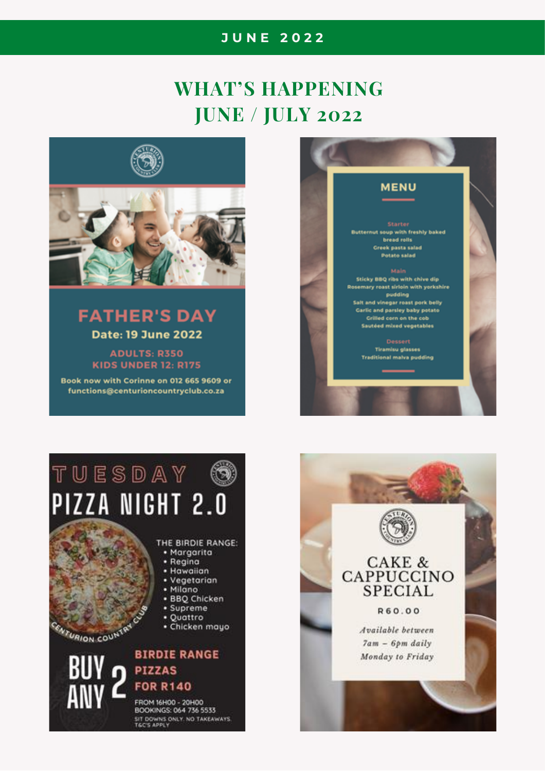JUNE 2022

# WHAT'S HAPPENING JUNE / JULY 2022

## FATHER'S DAY

**Date: 19 June 2022**

ADULTS: R350
KIDS UNDER 12: R175

Book now with Corinne on 012 665 9609 or functions@centurioncountryclub.co.za

## MENU

**Starter**

Butternut soup with freshly baked bread rolls
Greek pasta salad
Potato salad

**Main**

Sticky BBQ ribs with chive dip
Rosemary roast sirloin with yorkshire pudding
Salt and vinegar roast pork belly
Garlic and parsley baby potato
Grilled corn on the cob
Sautéed mixed vegetables

**Dessert**

Tiramisu glasses
Traditional malva pudding

## TUESDAY PIZZA NIGHT 2.0

CENTURION COUNTRY CLUB

THE BIRDIE RANGE:

- Margarita
- Regina
- Hawaiian
- Vegetarian
- Milano
- BBQ Chicken
- Supreme
- Quattro
- Chicken mayo

BUY ANY 2 **BIRDIE RANGE PIZZAS FOR R140**

FROM 16H00 - 20H00
BOOKINGS: 064 736 5533
SIT DOWNS ONLY. NO TAKEAWAYS.
T&C'S APPLY

## CAKE & CAPPUCCINO SPECIAL

R60.00

*Available between 7am – 6pm daily Monday to Friday*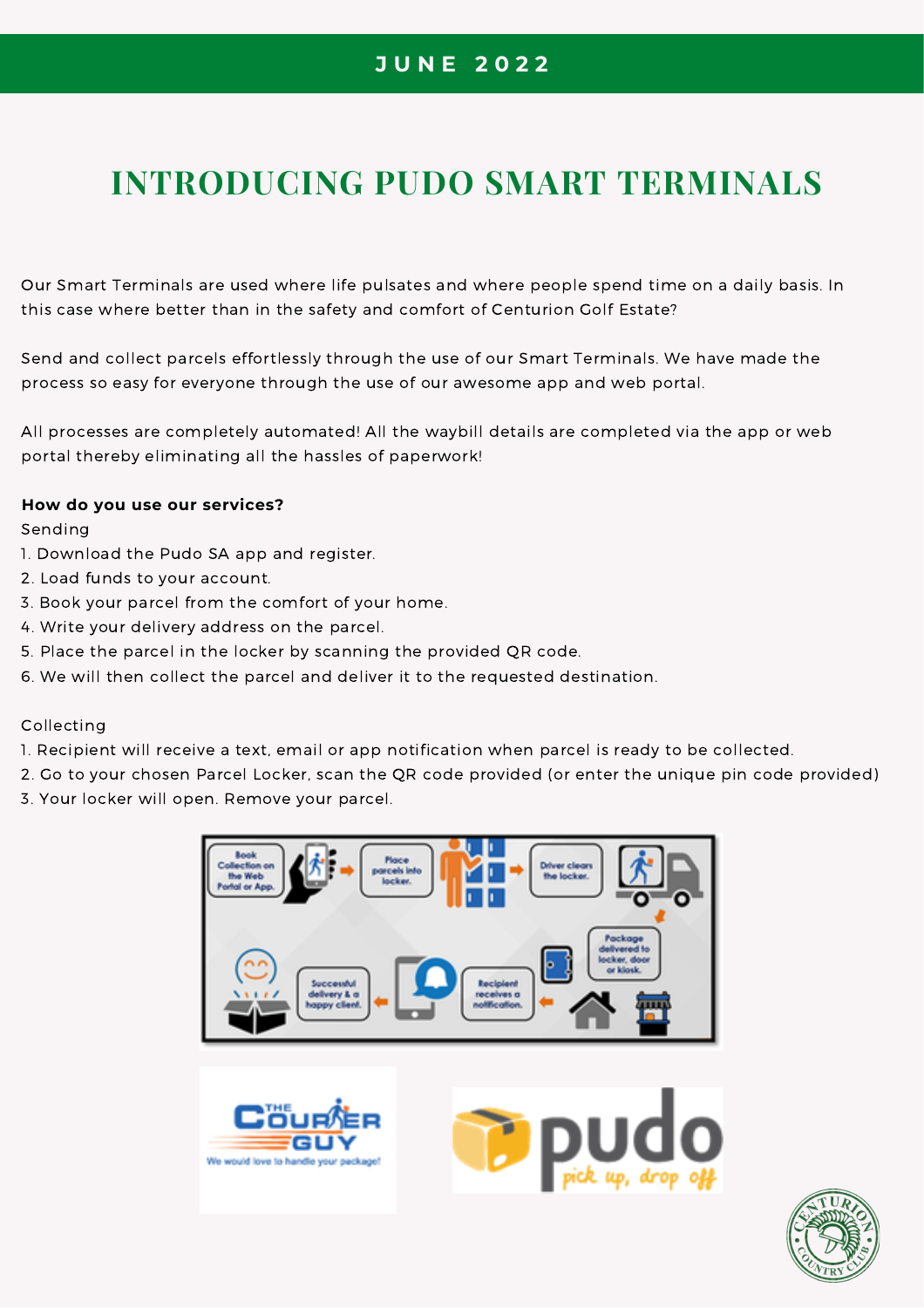JUNE 2022

# INTRODUCING PUDO SMART TERMINALS

Our Smart Terminals are used where life pulsates and where people spend time on a daily basis. In this case where better than in the safety and comfort of Centurion Golf Estate?

Send and collect parcels effortlessly through the use of our Smart Terminals. We have made the process so easy for everyone through the use of our awesome app and web portal.

All processes are completely automated! All the waybill details are completed via the app or web portal thereby eliminating all the hassles of paperwork!

**How do you use our services?**

Sending

1. Download the Pudo SA app and register.
2. Load funds to your account.
3. Book your parcel from the comfort of your home.
4. Write your delivery address on the parcel.
5. Place the parcel in the locker by scanning the provided QR code.
6. We will then collect the parcel and deliver it to the requested destination.

Collecting

1. Recipient will receive a text, email or app notification when parcel is ready to be collected.
2. Go to your chosen Parcel Locker, scan the QR code provided (or enter the unique pin code provided)
3. Your locker will open. Remove your parcel.

Book Collection on the Web Portal or App.
Place parcels into locker.
Driver clears the locker.
Package delivered to locker, door or kiosk.
Recipient receives a notification.
Successful delivery & a happy client.

THE COURIER GUY
We would love to handle your package!

pudo
pick up, drop off